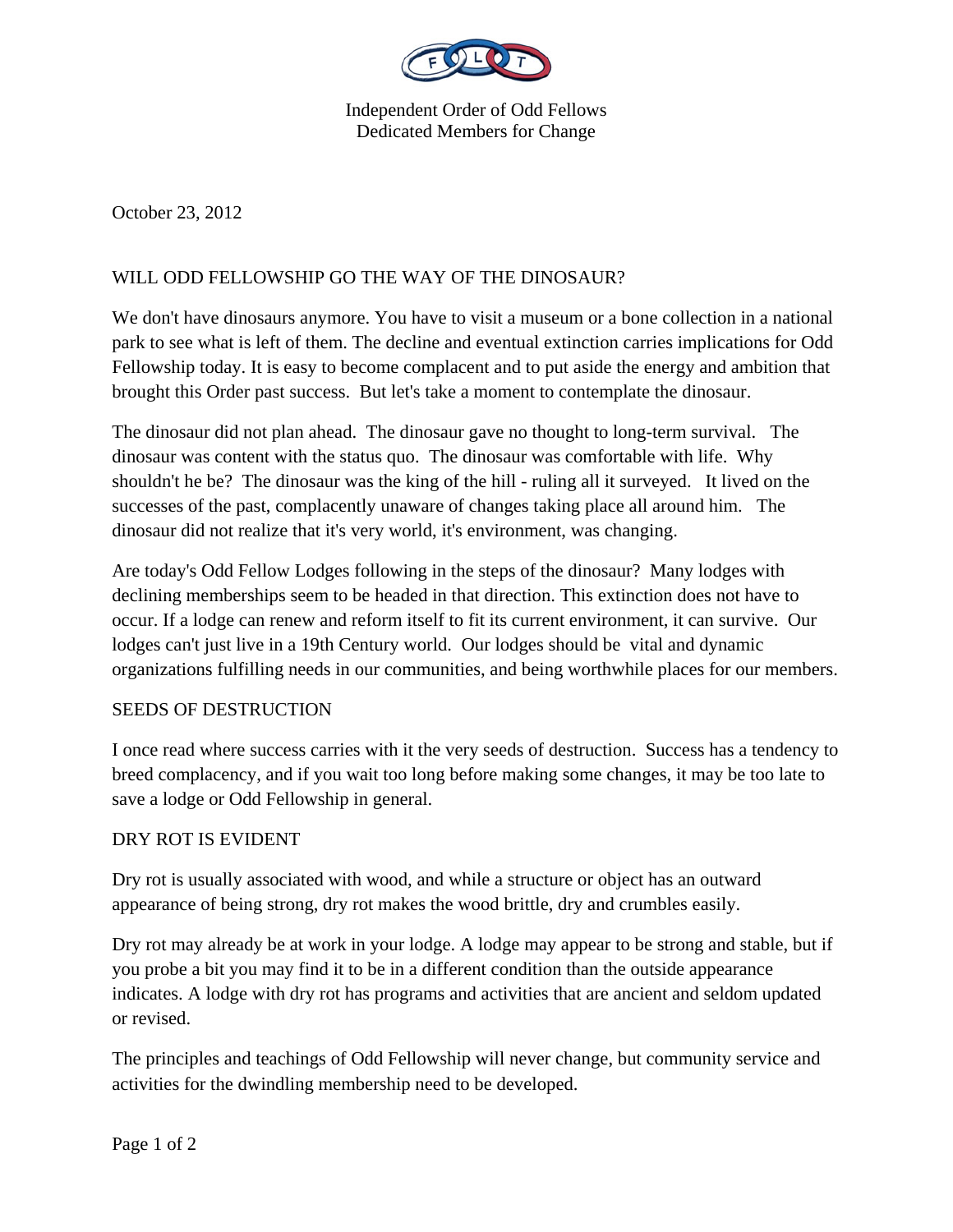Independent Order of Odd Fellows
Dedicated Members for Change

October 23, 2012

## WILL ODD FELLOWSHIP GO THE WAY OF THE DINOSAUR?

We don't have dinosaurs anymore. You have to visit a museum or a bone collection in a national park to see what is left of them. The decline and eventual extinction carries implications for Odd Fellowship today. It is easy to become complacent and to put aside the energy and ambition that brought this Order past success. But let's take a moment to contemplate the dinosaur.

The dinosaur did not plan ahead. The dinosaur gave no thought to long-term survival. The dinosaur was content with the status quo. The dinosaur was comfortable with life. Why shouldn't he be? The dinosaur was the king of the hill - ruling all it surveyed. It lived on the successes of the past, complacently unaware of changes taking place all around him. The dinosaur did not realize that it's very world, it's environment, was changing.

Are today's Odd Fellow Lodges following in the steps of the dinosaur? Many lodges with declining memberships seem to be headed in that direction. This extinction does not have to occur. If a lodge can renew and reform itself to fit its current environment, it can survive. Our lodges can't just live in a 19th Century world. Our lodges should be vital and dynamic organizations fulfilling needs in our communities, and being worthwhile places for our members.

### SEEDS OF DESTRUCTION

I once read where success carries with it the very seeds of destruction. Success has a tendency to breed complacency, and if you wait too long before making some changes, it may be too late to save a lodge or Odd Fellowship in general.

### DRY ROT IS EVIDENT

Dry rot is usually associated with wood, and while a structure or object has an outward appearance of being strong, dry rot makes the wood brittle, dry and crumbles easily.

Dry rot may already be at work in your lodge. A lodge may appear to be strong and stable, but if you probe a bit you may find it to be in a different condition than the outside appearance indicates. A lodge with dry rot has programs and activities that are ancient and seldom updated or revised.

The principles and teachings of Odd Fellowship will never change, but community service and activities for the dwindling membership need to be developed.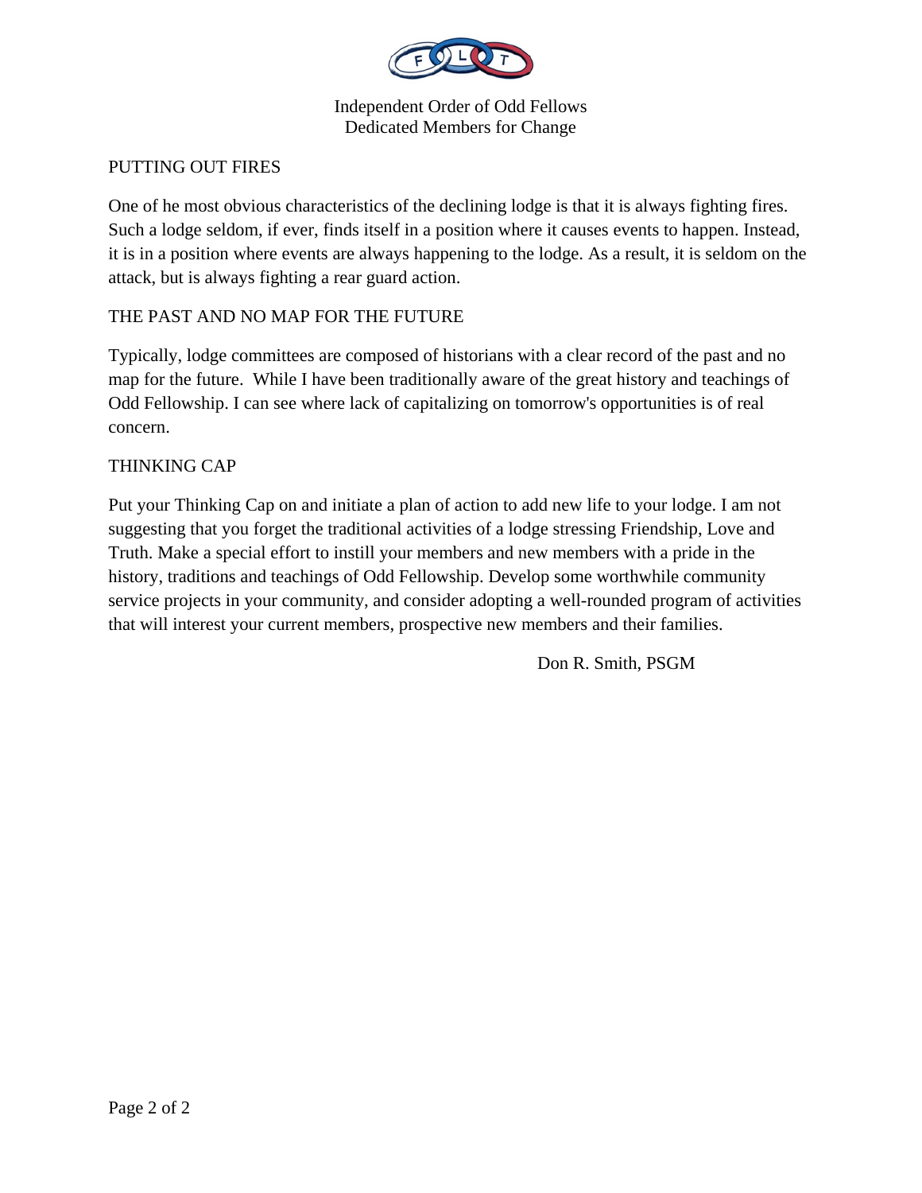Independent Order of Odd Fellows
Dedicated Members for Change

## PUTTING OUT FIRES

One of he most obvious characteristics of the declining lodge is that it is always fighting fires. Such a lodge seldom, if ever, finds itself in a position where it causes events to happen. Instead, it is in a position where events are always happening to the lodge. As a result, it is seldom on the attack, but is always fighting a rear guard action.

## THE PAST AND NO MAP FOR THE FUTURE

Typically, lodge committees are composed of historians with a clear record of the past and no map for the future. While I have been traditionally aware of the great history and teachings of Odd Fellowship. I can see where lack of capitalizing on tomorrow's opportunities is of real concern.

## THINKING CAP

Put your Thinking Cap on and initiate a plan of action to add new life to your lodge. I am not suggesting that you forget the traditional activities of a lodge stressing Friendship, Love and Truth. Make a special effort to instill your members and new members with a pride in the history, traditions and teachings of Odd Fellowship. Develop some worthwhile community service projects in your community, and consider adopting a well-rounded program of activities that will interest your current members, prospective new members and their families.

Don R. Smith, PSGM